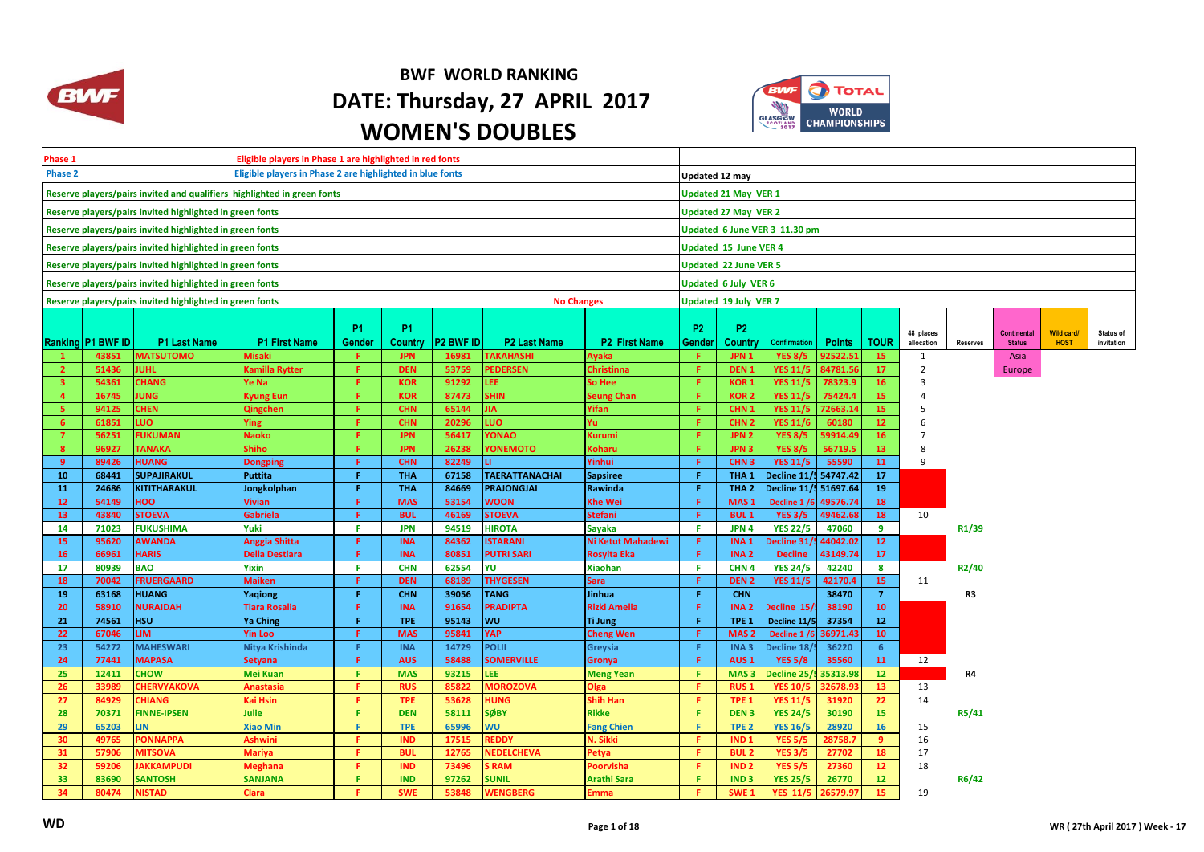# BWF WORLD RANKING

## DATE: Thursday, 27 APRIL 2017

## WOMEN'S DOUBLES

| | | |
|---|---|---|
| **Phase 1** | Eligible players in Phase 1 are highlighted in red fonts | |
| **Phase 2** | Eligible players in Phase 2 are highlighted in blue fonts | Updated 12 may |
| Reserve players/pairs invited and qualifiers highlighted in green fonts | | Updated 21 May VER 1 |
| Reserve players/pairs invited highlighted in green fonts | | Updated 27 May VER 2 |
| Reserve players/pairs invited highlighted in green fonts | | Updated 6 June VER 3 11.30 pm |
| Reserve players/pairs invited highlighted in green fonts | | Updated 15 June VER 4 |
| Reserve players/pairs invited highlighted in green fonts | | Updated 22 June VER 5 |
| Reserve players/pairs invited highlighted in green fonts | | Updated 6 July VER 6 |
| Reserve players/pairs invited highlighted in green fonts | No Changes | Updated 19 July VER 7 |

| Ranking | P1 BWF ID | P1 Last Name | P1 First Name | P1 Gender | P1 Country | P2 BWF ID | P2 Last Name | P2 First Name | P2 Gender | P2 Country | Confirmation | Points | TOUR | 48 places allocation | Reserves | Continental Status | Wild card/ HOST | Status of invitation |
|---|---|---|---|---|---|---|---|---|---|---|---|---|---|---|---|---|---|---|
| 1 | 43851 | MATSUTOMO | Misaki | F | JPN | 16981 | TAKAHASHI | Ayaka | F | JPN 1 | YES 8/5 | 92522.51 | 15 | 1 | | Asia | | |
| 2 | 51436 | JUHL | Kamilla Rytter | F | DEN | 53759 | PEDERSEN | Christinna | F | DEN 1 | YES 11/5 | 84781.56 | 17 | 2 | | Europe | | |
| 3 | 54361 | CHANG | Ye Na | F | KOR | 91292 | LEE | So Hee | F | KOR 1 | YES 11/5 | 78323.9 | 16 | 3 | | | | |
| 4 | 16745 | JUNG | Kyung Eun | F | KOR | 87473 | SHIN | Seung Chan | F | KOR 2 | YES 11/5 | 75424.4 | 15 | 4 | | | | |
| 5 | 94125 | CHEN | Qingchen | F | CHN | 65144 | JIA | Yifan | F | CHN 1 | YES 11/5 | 72663.14 | 15 | 5 | | | | |
| 6 | 61851 | LUO | Ying | F | CHN | 20296 | LUO | Yu | F | CHN 2 | YES 11/6 | 60180 | 12 | 6 | | | | |
| 7 | 56251 | FUKUMAN | Naoko | F | JPN | 56417 | YONAO | Kurumi | F | JPN 2 | YES 8/5 | 59914.49 | 16 | 7 | | | | |
| 8 | 96927 | TANAKA | Shiho | F | JPN | 26238 | YONEMOTO | Koharu | F | JPN 3 | YES 8/5 | 56719.5 | 13 | 8 | | | | |
| 9 | 89426 | HUANG | Dongping | F | CHN | 82249 | LI | Yinhui | F | CHN 3 | YES 11/5 | 55590 | 11 | 9 | | | | |
| 10 | 68441 | SUPAJIRAKUL | Puttita | F | THA | 67158 | TAERATTANACHAI | Sapsiree | F | THA 1 | Decline 11/5 | 54747.42 | 17 | | | | | |
| 11 | 24686 | KITITHARAKUL | Jongkolphan | F | THA | 84669 | PRAJONGJAI | Rawinda | F | THA 2 | Decline 11/5 | 51697.64 | 19 | | | | | |
| 12 | 54149 | HOO | Vivian | F | MAS | 53154 | WOON | Khe Wei | F | MAS 1 | Decline 1 /6 | 49576.74 | 18 | | | | | |
| 13 | 43840 | STOEVA | Gabriela | F | BUL | 46169 | STOEVA | Stefani | F | BUL 1 | YES 3/5 | 49462.68 | 18 | 10 | | | | |
| 14 | 71023 | FUKUSHIMA | Yuki | F | JPN | 94519 | HIROTA | Sayaka | F | JPN 4 | YES 22/5 | 47060 | 9 | | R1/39 | | | |
| 15 | 95620 | AWANDA | Anggia Shitta | F | INA | 84362 | ISTARANI | Ni Ketut Mahadewi | F | INA 1 | Decline 31/5 | 44042.02 | 12 | | | | | |
| 16 | 66961 | HARIS | Della Destiara | F | INA | 80851 | PUTRI SARI | Rosyita Eka | F | INA 2 | Decline | 43149.74 | 17 | | | | | |
| 17 | 80939 | BAO | Yixin | F | CHN | 62554 | YU | Xiaohan | F | CHN 4 | YES 24/5 | 42240 | 8 | | R2/40 | | | |
| 18 | 70042 | FRUERGAARD | Maiken | F | DEN | 68189 | THYGESEN | Sara | F | DEN 2 | YES 11/5 | 42170.4 | 15 | 11 | | | | |
| 19 | 63168 | HUANG | Yaqiong | F | CHN | 39056 | TANG | Jinhua | F | CHN | | 38470 | 7 | | R3 | | | |
| 20 | 58910 | NURAIDAH | Tiara Rosalia | F | INA | 91654 | PRADIPTA | Rizki Amelia | F | INA 2 | Decline 15/5 | 38190 | 10 | | | | | |
| 21 | 74561 | HSU | Ya Ching | F | TPE | 95143 | WU | Ti Jung | F | TPE 1 | Decline 11/5 | 37354 | 12 | | | | | |
| 22 | 67046 | LIM | Yin Loo | F | MAS | 95841 | YAP | Cheng Wen | F | MAS 2 | Decline 1 /6 | 36971.43 | 10 | | | | | |
| 23 | 54272 | MAHESWARI | Nitya Krishinda | F | INA | 14729 | POLII | Greysia | F | INA 3 | Decline 18/5 | 36220 | 6 | | | | | |
| 24 | 77441 | MAPASA | Setyana | F | AUS | 58488 | SOMERVILLE | Gronya | F | AUS 1 | YES 5/8 | 35560 | 11 | 12 | | | | |
| 25 | 12411 | CHOW | Mei Kuan | F | MAS | 93215 | LEE | Meng Yean | F | MAS 3 | Decline 25/5 | 35313.98 | 12 | | R4 | | | |
| 26 | 33989 | CHERVYAKOVA | Anastasia | F | RUS | 85822 | MOROZOVA | Olga | F | RUS 1 | YES 10/5 | 32678.93 | 13 | 13 | | | | |
| 27 | 84929 | CHIANG | Kai Hsin | F | TPE | 53628 | HUNG | Shih Han | F | TPE 1 | YES 11/5 | 31920 | 22 | 14 | | | | |
| 28 | 70371 | FINNE-IPSEN | Julie | F | DEN | 58111 | SØBY | Rikke | F | DEN 3 | YES 24/5 | 30190 | 15 | | R5/41 | | | |
| 29 | 65203 | LIN | Xiao Min | F | TPE | 65996 | WU | Fang Chien | F | TPE 2 | YES 16/5 | 28920 | 16 | 15 | | | | |
| 30 | 49765 | PONNAPPA | Ashwini | F | IND | 17515 | REDDY | N. Sikki | F | IND 1 | YES 5/5 | 28758.7 | 9 | 16 | | | | |
| 31 | 57906 | MITSOVA | Mariya | F | BUL | 12765 | NEDELCHEVA | Petya | F | BUL 2 | YES 3/5 | 27702 | 18 | 17 | | | | |
| 32 | 59206 | JAKKAMPUDI | Meghana | F | IND | 73496 | S RAM | Poorvisha | F | IND 2 | YES 5/5 | 27360 | 12 | 18 | | | | |
| 33 | 83690 | SANTOSH | SANJANA | F | IND | 97262 | SUNIL | Arathi Sara | F | IND 3 | YES 25/5 | 26770 | 12 | | R6/42 | | | |
| 34 | 80474 | NISTAD | Clara | F | SWE | 53848 | WENGBERG | Emma | F | SWE 1 | YES 11/5 | 26579.97 | 15 | 19 | | | | |

WD

WR ( 27th April 2017 ) Week - 17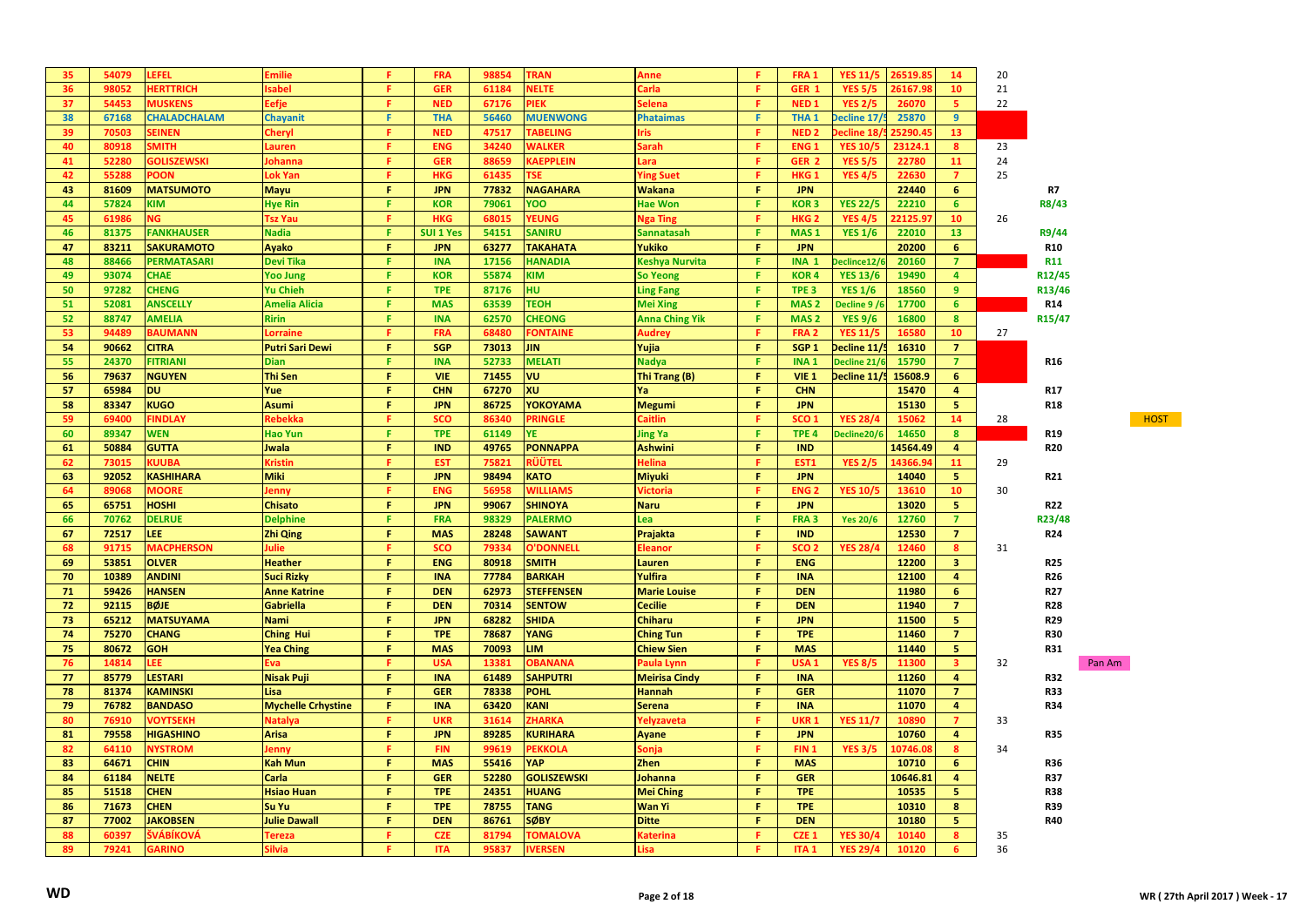| | | | | | | | | | | | | | | | | | |
|---|---|---|---|---|---|---|---|---|---|---|---|---|---|---|---|---|---|
| 35 | 54079 | LEFEL | Emilie | F | FRA | 98854 | TRAN | Anne | F | FRA 1 | YES 11/5 | 26519.85 | 14 | 20 | | | |
| 36 | 98052 | HERTTRICH | Isabel | F | GER | 61184 | NELTE | Carla | F | GER 1 | YES 5/5 | 26167.98 | 10 | 21 | | | |
| 37 | 54453 | MUSKENS | Eefje | F | NED | 67176 | PIEK | Selena | F | NED 1 | YES 2/5 | 26070 | 5 | 22 | | | |
| 38 | 67168 | CHALADCHALAM | Chayanit | F | THA | 56460 | MUENWONG | Phataimas | F | THA 1 | Decline 17/5 | 25870 | 9 | | | | |
| 39 | 70503 | SEINEN | Cheryl | F | NED | 47517 | TABELING | Iris | F | NED 2 | Decline 18/5 | 25290.45 | 13 | | | | |
| 40 | 80918 | SMITH | Lauren | F | ENG | 34240 | WALKER | Sarah | F | ENG 1 | YES 10/5 | 23124.1 | 8 | 23 | | | |
| 41 | 52280 | GOLISZEWSKI | Johanna | F | GER | 88659 | KAEPPLEIN | Lara | F | GER 2 | YES 5/5 | 22780 | 11 | 24 | | | |
| 42 | 55288 | POON | Lok Yan | F | HKG | 61435 | TSE | Ying Suet | F | HKG 1 | YES 4/5 | 22630 | 7 | 25 | | | |
| 43 | 81609 | MATSUMOTO | Mayu | F | JPN | 77832 | NAGAHARA | Wakana | F | JPN | | 22440 | 6 | | R7 | | |
| 44 | 57824 | KIM | Hye Rin | F | KOR | 79061 | YOO | Hae Won | F | KOR 3 | YES 22/5 | 22210 | 6 | | R8/43 | | |
| 45 | 61986 | NG | Tsz Yau | F | HKG | 68015 | YEUNG | Nga Ting | F | HKG 2 | YES 4/5 | 22125.97 | 10 | 26 | | | |
| 46 | 81375 | FANKHAUSER | Nadia | F | SUI 1 Yes | 54151 | SANIRU | Sannatasah | F | MAS 1 | YES 1/6 | 22010 | 13 | | R9/44 | | |
| 47 | 83211 | SAKURAMOTO | Ayako | F | JPN | 63277 | TAKAHATA | Yukiko | F | JPN | | 20200 | 6 | | R10 | | |
| 48 | 88466 | PERMATASARI | Devi Tika | F | INA | 17156 | HANADIA | Keshya Nurvita | F | INA 1 | Declince12/6 | 20160 | 7 | | R11 | | |
| 49 | 93074 | CHAE | Yoo Jung | F | KOR | 55874 | KIM | So Yeong | F | KOR 4 | YES 13/6 | 19490 | 4 | | R12/45 | | |
| 50 | 97282 | CHENG | Yu Chieh | F | TPE | 87176 | HU | Ling Fang | F | TPE 3 | YES 1/6 | 18560 | 9 | | R13/46 | | |
| 51 | 52081 | ANSCELLY | Amelia Alicia | F | MAS | 63539 | TEOH | Mei Xing | F | MAS 2 | Decline 9 /6 | 17700 | 6 | | R14 | | |
| 52 | 88747 | AMELIA | Ririn | F | INA | 62570 | CHEONG | Anna Ching Yik | F | MAS 2 | YES 9/6 | 16800 | 8 | | R15/47 | | |
| 53 | 94489 | BAUMANN | Lorraine | F | FRA | 68480 | FONTAINE | Audrey | F | FRA 2 | YES 11/5 | 16580 | 10 | 27 | | | |
| 54 | 90662 | CITRA | Putri Sari Dewi | F | SGP | 73013 | JIN | Yujia | F | SGP 1 | Decline 11/5 | 16310 | 7 | | | | |
| 55 | 24370 | FITRIANI | Dian | F | INA | 52733 | MELATI | Nadya | F | INA 1 | Decline 21/6 | 15790 | 7 | | R16 | | |
| 56 | 79637 | NGUYEN | Thi Sen | F | VIE | 71455 | VU | Thi Trang (B) | F | VIE 1 | Decline 11/5 | 15608.9 | 6 | | | | |
| 57 | 65984 | DU | Yue | F | CHN | 67270 | XU | Ya | F | CHN | | 15470 | 4 | | R17 | | |
| 58 | 83347 | KUGO | Asumi | F | JPN | 86725 | YOKOYAMA | Megumi | F | JPN | | 15130 | 5 | | R18 | | |
| 59 | 69400 | FINDLAY | Rebekka | F | SCO | 86340 | PRINGLE | Caitlin | F | SCO 1 | YES 28/4 | 15062 | 14 | 28 | | | HOST |
| 60 | 89347 | WEN | Hao Yun | F | TPE | 61149 | YE | Jing Ya | F | TPE 4 | Decline20/6 | 14650 | 8 | | R19 | | |
| 61 | 50884 | GUTTA | Jwala | F | IND | 49765 | PONNAPPA | Ashwini | F | IND | | 14564.49 | 4 | | R20 | | |
| 62 | 73015 | KUUBA | Kristin | F | EST | 75821 | RÜÜTEL | Helina | F | EST1 | YES 2/5 | 14366.94 | 11 | 29 | | | |
| 63 | 92052 | KASHIHARA | Miki | F | JPN | 98494 | KATO | Miyuki | F | JPN | | 14040 | 5 | | R21 | | |
| 64 | 89068 | MOORE | Jenny | F | ENG | 56958 | WILLIAMS | Victoria | F | ENG 2 | YES 10/5 | 13610 | 10 | 30 | | | |
| 65 | 65751 | HOSHI | Chisato | F | JPN | 99067 | SHINOYA | Naru | F | JPN | | 13020 | 5 | | R22 | | |
| 66 | 70762 | DELRUE | Delphine | F | FRA | 98329 | PALERMO | Lea | F | FRA 3 | Yes 20/6 | 12760 | 7 | | R23/48 | | |
| 67 | 72517 | LEE | Zhi Qing | F | MAS | 28248 | SAWANT | Prajakta | F | IND | | 12530 | 7 | | R24 | | |
| 68 | 91715 | MACPHERSON | Julie | F | SCO | 79334 | O'DONNELL | Eleanor | F | SCO 2 | YES 28/4 | 12460 | 8 | 31 | | | |
| 69 | 53851 | OLVER | Heather | F | ENG | 80918 | SMITH | Lauren | F | ENG | | 12200 | 3 | | R25 | | |
| 70 | 10389 | ANDINI | Suci Rizky | F | INA | 77784 | BARKAH | Yulfira | F | INA | | 12100 | 4 | | R26 | | |
| 71 | 59426 | HANSEN | Anne Katrine | F | DEN | 62973 | STEFFENSEN | Marie Louise | F | DEN | | 11980 | 6 | | R27 | | |
| 72 | 92115 | BØJE | Gabriella | F | DEN | 70314 | SENTOW | Cecilie | F | DEN | | 11940 | 7 | | R28 | | |
| 73 | 65212 | MATSUYAMA | Nami | F | JPN | 68282 | SHIDA | Chiharu | F | JPN | | 11500 | 5 | | R29 | | |
| 74 | 75270 | CHANG | Ching Hui | F | TPE | 78687 | YANG | Ching Tun | F | TPE | | 11460 | 7 | | R30 | | |
| 75 | 80672 | GOH | Yea Ching | F | MAS | 70093 | LIM | Chiew Sien | F | MAS | | 11440 | 5 | | R31 | | |
| 76 | 14814 | LEE | Eva | F | USA | 13381 | OBANANA | Paula Lynn | F | USA 1 | YES 8/5 | 11300 | 3 | 32 | | Pan Am | |
| 77 | 85779 | LESTARI | Nisak Puji | F | INA | 61489 | SAHPUTRI | Meirisa Cindy | F | INA | | 11260 | 4 | | R32 | | |
| 78 | 81374 | KAMINSKI | Lisa | F | GER | 78338 | POHL | Hannah | F | GER | | 11070 | 7 | | R33 | | |
| 79 | 76782 | BANDASO | Mychelle Crhystine | F | INA | 63420 | KANI | Serena | F | INA | | 11070 | 4 | | R34 | | |
| 80 | 76910 | VOYTSEKH | Natalya | F | UKR | 31614 | ZHARKA | Yelyzaveta | F | UKR 1 | YES 11/7 | 10890 | 7 | 33 | | | |
| 81 | 79558 | HIGASHINO | Arisa | F | JPN | 89285 | KURIHARA | Ayane | F | JPN | | 10760 | 4 | | R35 | | |
| 82 | 64110 | NYSTROM | Jenny | F | FIN | 99619 | PEKKOLA | Sonja | F | FIN 1 | YES 3/5 | 10746.08 | 8 | 34 | | | |
| 83 | 64671 | CHIN | Kah Mun | F | MAS | 55416 | YAP | Zhen | F | MAS | | 10710 | 6 | | R36 | | |
| 84 | 61184 | NELTE | Carla | F | GER | 52280 | GOLISZEWSKI | Johanna | F | GER | | 10646.81 | 4 | | R37 | | |
| 85 | 51518 | CHEN | Hsiao Huan | F | TPE | 24351 | HUANG | Mei Ching | F | TPE | | 10535 | 5 | | R38 | | |
| 86 | 71673 | CHEN | Su Yu | F | TPE | 78755 | TANG | Wan Yi | F | TPE | | 10310 | 8 | | R39 | | |
| 87 | 77002 | JAKOBSEN | Julie Dawall | F | DEN | 86761 | SØBY | Ditte | F | DEN | | 10180 | 5 | | R40 | | |
| 88 | 60397 | ŠVÁBÍKOVÁ | Tereza | F | CZE | 81794 | TOMALOVA | Katerina | F | CZE 1 | YES 30/4 | 10140 | 8 | 35 | | | |
| 89 | 79241 | GARINO | Silvia | F | ITA | 95837 | IVERSEN | Lisa | F | ITA 1 | YES 29/4 | 10120 | 6 | 36 | | | |

WD

WR ( 27th April 2017 ) Week - 17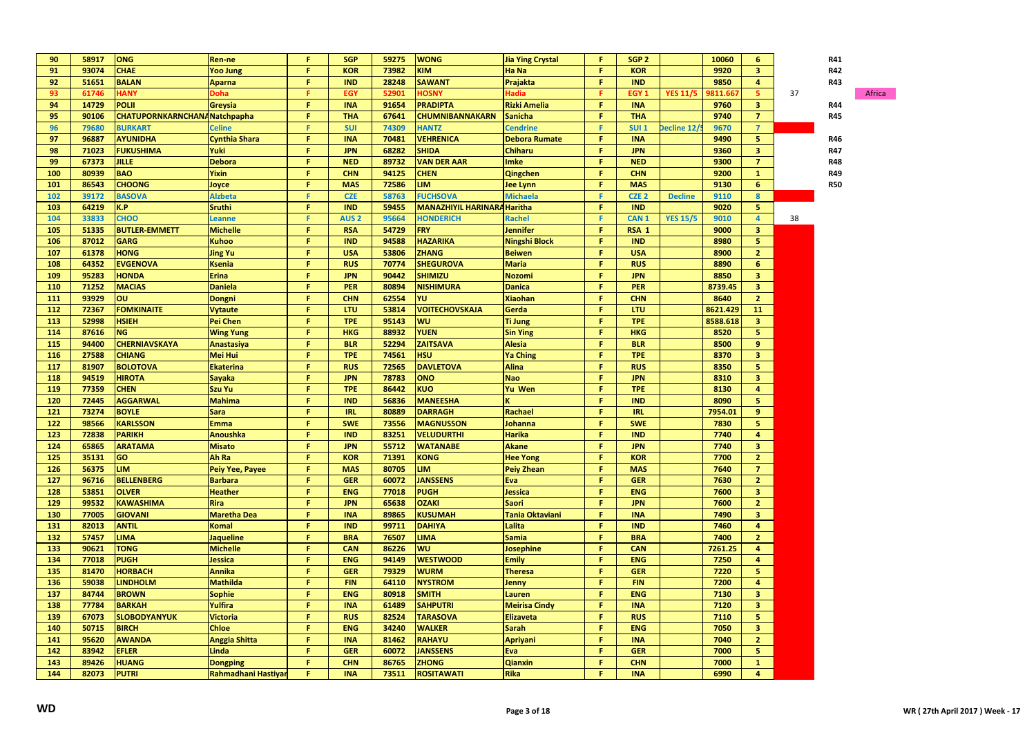| | | | | | | | | | | | | | | | | | |
|---|---|---|---|---|---|---|---|---|---|---|---|---|---|---|---|---|---|
| 90 | 58917 | ONG | Ren-ne | F | SGP | 59275 | WONG | Jia Ying Crystal | F | SGP 2 | | 10060 | 6 | | | R41 | |
| 91 | 93074 | CHAE | Yoo Jung | F | KOR | 73982 | KIM | Ha Na | F | KOR | | 9920 | 3 | | | R42 | |
| 92 | 51651 | BALAN | Aparna | F | IND | 28248 | SAWANT | Prajakta | F | IND | | 9850 | 4 | | | R43 | |
| 93 | 61746 | HANY | Doha | F | EGY | 52901 | HOSNY | Hadia | F | EGY 1 | YES 11/5 | 9811.667 | 5 | | 37 | | Africa |
| 94 | 14729 | POLII | Greysia | F | INA | 91654 | PRADIPTA | Rizki Amelia | F | INA | | 9760 | 3 | | | R44 | |
| 95 | 90106 | CHATUPORNKARNCHANA | Natchpapha | F | THA | 67641 | CHUMNIBANNAKARN | Sanicha | F | THA | | 9740 | 7 | | | R45 | |
| 96 | 79680 | BURKART | Celine | F | SUI | 74309 | HANTZ | Cendrine | F | SUI 1 | Decline 12/5 | 9670 | 7 | | | | |
| 97 | 96887 | AYUNIDHA | Cynthia Shara | F | INA | 70481 | VEHRENICA | Debora Rumate | F | INA | | 9490 | 5 | | | R46 | |
| 98 | 71023 | FUKUSHIMA | Yuki | F | JPN | 68282 | SHIDA | Chiharu | F | JPN | | 9360 | 3 | | | R47 | |
| 99 | 67373 | JILLE | Debora | F | NED | 89732 | VAN DER AAR | Imke | F | NED | | 9300 | 7 | | | R48 | |
| 100 | 80939 | BAO | Yixin | F | CHN | 94125 | CHEN | Qingchen | F | CHN | | 9200 | 1 | | | R49 | |
| 101 | 86543 | CHOONG | Joyce | F | MAS | 72586 | LIM | Jee Lynn | F | MAS | | 9130 | 6 | | | R50 | |
| 102 | 39172 | BASOVA | Alzbeta | F | CZE | 58763 | FUCHSOVA | Michaela | F | CZE 2 | Decline | 9110 | 8 | | | | |
| 103 | 64219 | K.P | Sruthi | F | IND | 59455 | MANAZHIYIL HARINARA | Haritha | F | IND | | 9020 | 5 | | | | |
| 104 | 33833 | CHOO | Leanne | F | AUS 2 | 95664 | HONDERICH | Rachel | F | CAN 1 | YES 15/5 | 9010 | 4 | | 38 | | |
| 105 | 51335 | BUTLER-EMMETT | Michelle | F | RSA | 54729 | FRY | Jennifer | F | RSA 1 | | 9000 | 3 | | | | |
| 106 | 87012 | GARG | Kuhoo | F | IND | 94588 | HAZARIKA | Ningshi Block | F | IND | | 8980 | 5 | | | | |
| 107 | 61378 | HONG | Jing Yu | F | USA | 53806 | ZHANG | Beiwen | F | USA | | 8900 | 2 | | | | |
| 108 | 64352 | EVGENOVA | Ksenia | F | RUS | 70774 | SHEGUROVA | Maria | F | RUS | | 8890 | 6 | | | | |
| 109 | 95283 | HONDA | Erina | F | JPN | 90442 | SHIMIZU | Nozomi | F | JPN | | 8850 | 3 | | | | |
| 110 | 71252 | MACIAS | Daniela | F | PER | 80894 | NISHIMURA | Danica | F | PER | | 8739.45 | 3 | | | | |
| 111 | 93929 | OU | Dongni | F | CHN | 62554 | YU | Xiaohan | F | CHN | | 8640 | 2 | | | | |
| 112 | 72367 | FOMKINAITE | Vytaute | F | LTU | 53814 | VOITECHOVSKAJA | Gerda | F | LTU | | 8621.429 | 11 | | | | |
| 113 | 52998 | HSIEH | Pei Chen | F | TPE | 95143 | WU | Ti Jung | F | TPE | | 8588.618 | 3 | | | | |
| 114 | 87616 | NG | Wing Yung | F | HKG | 88932 | YUEN | Sin Ying | F | HKG | | 8520 | 5 | | | | |
| 115 | 94400 | CHERNIAVSKAYA | Anastasiya | F | BLR | 52294 | ZAITSAVA | Alesia | F | BLR | | 8500 | 9 | | | | |
| 116 | 27588 | CHIANG | Mei Hui | F | TPE | 74561 | HSU | Ya Ching | F | TPE | | 8370 | 3 | | | | |
| 117 | 81907 | BOLOTOVA | Ekaterina | F | RUS | 72565 | DAVLETOVA | Alina | F | RUS | | 8350 | 5 | | | | |
| 118 | 94519 | HIROTA | Sayaka | F | JPN | 78783 | ONO | Nao | F | JPN | | 8310 | 3 | | | | |
| 119 | 77359 | CHEN | Szu Yu | F | TPE | 86442 | KUO | Yu Wen | F | TPE | | 8130 | 4 | | | | |
| 120 | 72445 | AGGARWAL | Mahima | F | IND | 56836 | MANEESHA | K | F | IND | | 8090 | 5 | | | | |
| 121 | 73274 | BOYLE | Sara | F | IRL | 80889 | DARRAGH | Rachael | F | IRL | | 7954.01 | 9 | | | | |
| 122 | 98566 | KARLSSON | Emma | F | SWE | 73556 | MAGNUSSON | Johanna | F | SWE | | 7830 | 5 | | | | |
| 123 | 72838 | PARIKH | Anoushka | F | IND | 83251 | VELUDURTHI | Harika | F | IND | | 7740 | 4 | | | | |
| 124 | 65865 | ARATAMA | Misato | F | JPN | 55712 | WATANABE | Akane | F | JPN | | 7740 | 3 | | | | |
| 125 | 35131 | GO | Ah Ra | F | KOR | 71391 | KONG | Hee Yong | F | KOR | | 7700 | 2 | | | | |
| 126 | 56375 | LIM | Peiy Yee, Payee | F | MAS | 80705 | LIM | Peiy Zhean | F | MAS | | 7640 | 7 | | | | |
| 127 | 96716 | BELLENBERG | Barbara | F | GER | 60072 | JANSSENS | Eva | F | GER | | 7630 | 2 | | | | |
| 128 | 53851 | OLVER | Heather | F | ENG | 77018 | PUGH | Jessica | F | ENG | | 7600 | 3 | | | | |
| 129 | 99532 | KAWASHIMA | Rira | F | JPN | 65638 | OZAKI | Saori | F | JPN | | 7600 | 2 | | | | |
| 130 | 77005 | GIOVANI | Maretha Dea | F | INA | 89865 | KUSUMAH | Tania Oktaviani | F | INA | | 7490 | 3 | | | | |
| 131 | 82013 | ANTIL | Komal | F | IND | 99711 | DAHIYA | Lalita | F | IND | | 7460 | 4 | | | | |
| 132 | 57457 | LIMA | Jaqueline | F | BRA | 76507 | LIMA | Samia | F | BRA | | 7400 | 2 | | | | |
| 133 | 90621 | TONG | Michelle | F | CAN | 86226 | WU | Josephine | F | CAN | | 7261.25 | 4 | | | | |
| 134 | 77018 | PUGH | Jessica | F | ENG | 94149 | WESTWOOD | Emily | F | ENG | | 7250 | 4 | | | | |
| 135 | 81470 | HORBACH | Annika | F | GER | 79329 | WURM | Theresa | F | GER | | 7220 | 5 | | | | |
| 136 | 59038 | LINDHOLM | Mathilda | F | FIN | 64110 | NYSTROM | Jenny | F | FIN | | 7200 | 4 | | | | |
| 137 | 84744 | BROWN | Sophie | F | ENG | 80918 | SMITH | Lauren | F | ENG | | 7130 | 3 | | | | |
| 138 | 77784 | BARKAH | Yulfira | F | INA | 61489 | SAHPUTRI | Meirisa Cindy | F | INA | | 7120 | 3 | | | | |
| 139 | 67073 | SLOBODYANYUK | Victoria | F | RUS | 82524 | TARASOVA | Elizaveta | F | RUS | | 7110 | 5 | | | | |
| 140 | 50715 | BIRCH | Chloe | F | ENG | 34240 | WALKER | Sarah | F | ENG | | 7050 | 3 | | | | |
| 141 | 95620 | AWANDA | Anggia Shitta | F | INA | 81462 | RAHAYU | Apriyani | F | INA | | 7040 | 2 | | | | |
| 142 | 83942 | EFLER | Linda | F | GER | 60072 | JANSSENS | Eva | F | GER | | 7000 | 5 | | | | |
| 143 | 89426 | HUANG | Dongping | F | CHN | 86765 | ZHONG | Qianxin | F | CHN | | 7000 | 1 | | | | |
| 144 | 82073 | PUTRI | Rahmadhani Hastiyan | F | INA | 73511 | ROSITAWATI | Rika | F | INA | | 6990 | 4 | | | | |

WD

WR ( 27th April 2017 ) Week - 17